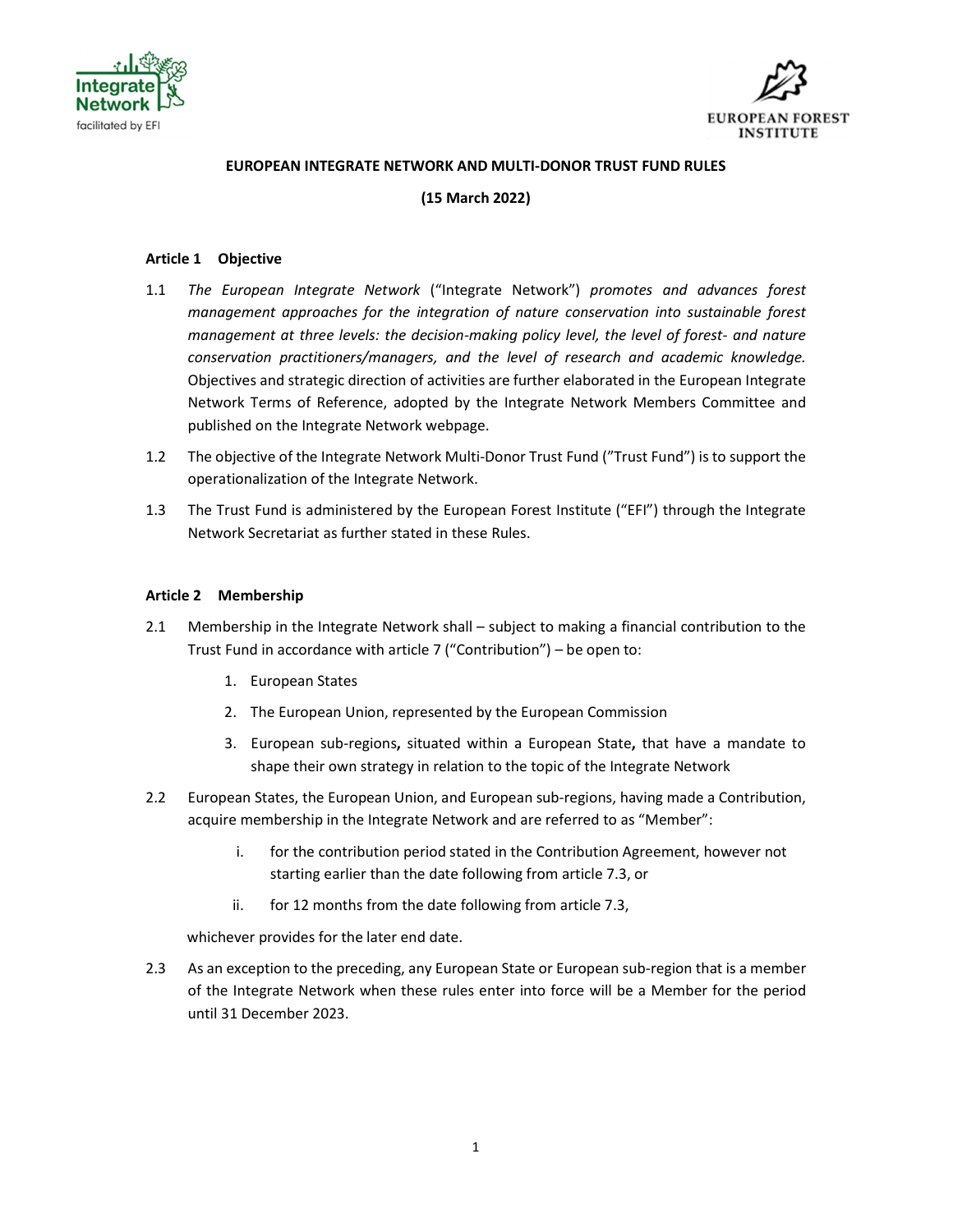**EUROPEAN INTEGRATE NETWORK AND MULTI-DONOR TRUST FUND RULES**

**(15 March 2022)**

**Article 1 Objective**

1.1 *The European Integrate Network* ("Integrate Network") *promotes and advances forest management approaches for the integration of nature conservation into sustainable forest management at three levels: the decision-making policy level, the level of forest- and nature conservation practitioners/managers, and the level of research and academic knowledge.* Objectives and strategic direction of activities are further elaborated in the European Integrate Network Terms of Reference, adopted by the Integrate Network Members Committee and published on the Integrate Network webpage.

1.2 The objective of the Integrate Network Multi-Donor Trust Fund ("Trust Fund") is to support the operationalization of the Integrate Network.

1.3 The Trust Fund is administered by the European Forest Institute ("EFI") through the Integrate Network Secretariat as further stated in these Rules.

**Article 2 Membership**

2.1 Membership in the Integrate Network shall – subject to making a financial contribution to the Trust Fund in accordance with article 7 ("Contribution") – be open to:

1. European States
2. The European Union, represented by the European Commission
3. European sub-regions**,** situated within a European State**,** that have a mandate to shape their own strategy in relation to the topic of the Integrate Network

2.2 European States, the European Union, and European sub-regions, having made a Contribution, acquire membership in the Integrate Network and are referred to as "Member":

i. for the contribution period stated in the Contribution Agreement, however not starting earlier than the date following from article 7.3, or

ii. for 12 months from the date following from article 7.3,

whichever provides for the later end date.

2.3 As an exception to the preceding, any European State or European sub-region that is a member of the Integrate Network when these rules enter into force will be a Member for the period until 31 December 2023.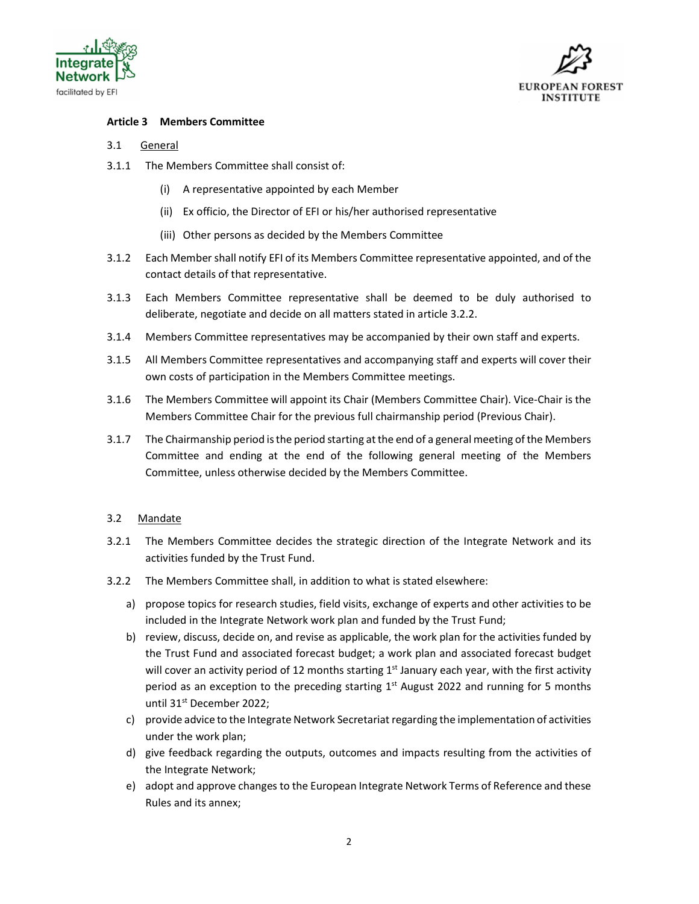**Article 3 Members Committee**

3.1 General

3.1.1 The Members Committee shall consist of:

(i) A representative appointed by each Member

(ii) Ex officio, the Director of EFI or his/her authorised representative

(iii) Other persons as decided by the Members Committee

3.1.2 Each Member shall notify EFI of its Members Committee representative appointed, and of the contact details of that representative.

3.1.3 Each Members Committee representative shall be deemed to be duly authorised to deliberate, negotiate and decide on all matters stated in article 3.2.2.

3.1.4 Members Committee representatives may be accompanied by their own staff and experts.

3.1.5 All Members Committee representatives and accompanying staff and experts will cover their own costs of participation in the Members Committee meetings.

3.1.6 The Members Committee will appoint its Chair (Members Committee Chair). Vice-Chair is the Members Committee Chair for the previous full chairmanship period (Previous Chair).

3.1.7 The Chairmanship period is the period starting at the end of a general meeting of the Members Committee and ending at the end of the following general meeting of the Members Committee, unless otherwise decided by the Members Committee.

3.2 Mandate

3.2.1 The Members Committee decides the strategic direction of the Integrate Network and its activities funded by the Trust Fund.

3.2.2 The Members Committee shall, in addition to what is stated elsewhere:

a) propose topics for research studies, field visits, exchange of experts and other activities to be included in the Integrate Network work plan and funded by the Trust Fund;

b) review, discuss, decide on, and revise as applicable, the work plan for the activities funded by the Trust Fund and associated forecast budget; a work plan and associated forecast budget will cover an activity period of 12 months starting 1st January each year, with the first activity period as an exception to the preceding starting 1st August 2022 and running for 5 months until 31st December 2022;

c) provide advice to the Integrate Network Secretariat regarding the implementation of activities under the work plan;

d) give feedback regarding the outputs, outcomes and impacts resulting from the activities of the Integrate Network;

e) adopt and approve changes to the European Integrate Network Terms of Reference and these Rules and its annex;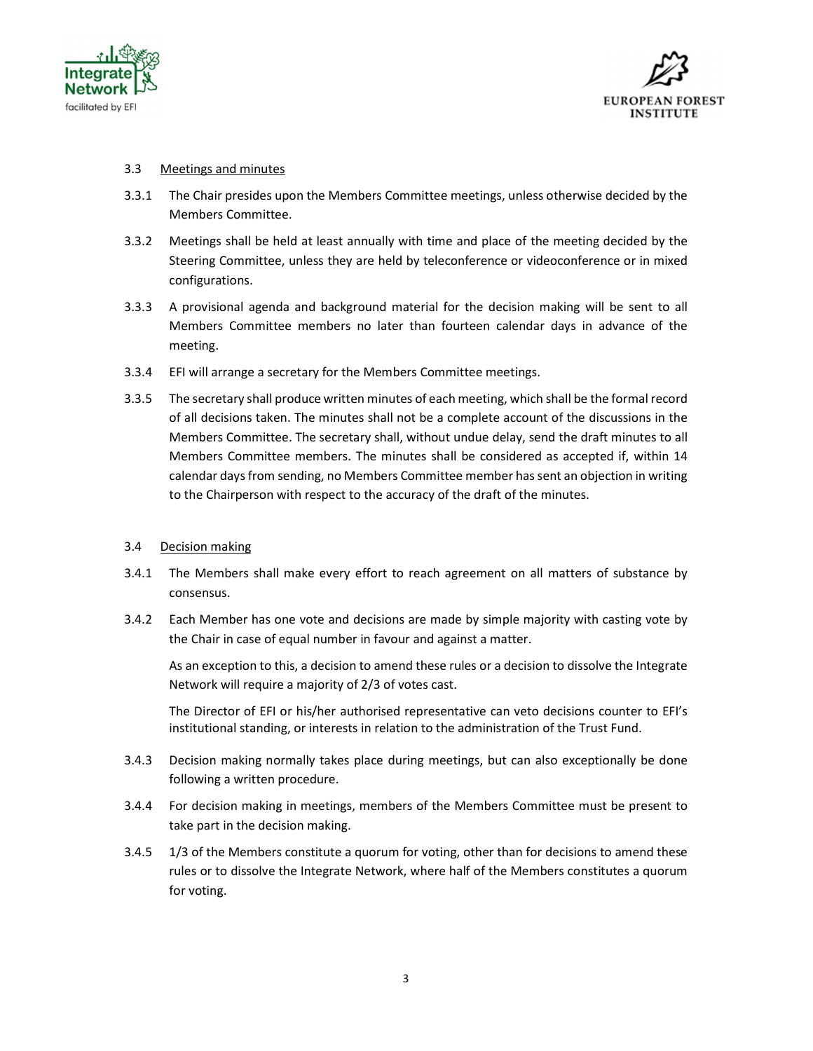### 3.3 Meetings and minutes

3.3.1 The Chair presides upon the Members Committee meetings, unless otherwise decided by the Members Committee.

3.3.2 Meetings shall be held at least annually with time and place of the meeting decided by the Steering Committee, unless they are held by teleconference or videoconference or in mixed configurations.

3.3.3 A provisional agenda and background material for the decision making will be sent to all Members Committee members no later than fourteen calendar days in advance of the meeting.

3.3.4 EFI will arrange a secretary for the Members Committee meetings.

3.3.5 The secretary shall produce written minutes of each meeting, which shall be the formal record of all decisions taken. The minutes shall not be a complete account of the discussions in the Members Committee. The secretary shall, without undue delay, send the draft minutes to all Members Committee members. The minutes shall be considered as accepted if, within 14 calendar days from sending, no Members Committee member has sent an objection in writing to the Chairperson with respect to the accuracy of the draft of the minutes.

### 3.4 Decision making

3.4.1 The Members shall make every effort to reach agreement on all matters of substance by consensus.

3.4.2 Each Member has one vote and decisions are made by simple majority with casting vote by the Chair in case of equal number in favour and against a matter.

As an exception to this, a decision to amend these rules or a decision to dissolve the Integrate Network will require a majority of 2/3 of votes cast.

The Director of EFI or his/her authorised representative can veto decisions counter to EFI's institutional standing, or interests in relation to the administration of the Trust Fund.

3.4.3 Decision making normally takes place during meetings, but can also exceptionally be done following a written procedure.

3.4.4 For decision making in meetings, members of the Members Committee must be present to take part in the decision making.

3.4.5 1/3 of the Members constitute a quorum for voting, other than for decisions to amend these rules or to dissolve the Integrate Network, where half of the Members constitutes a quorum for voting.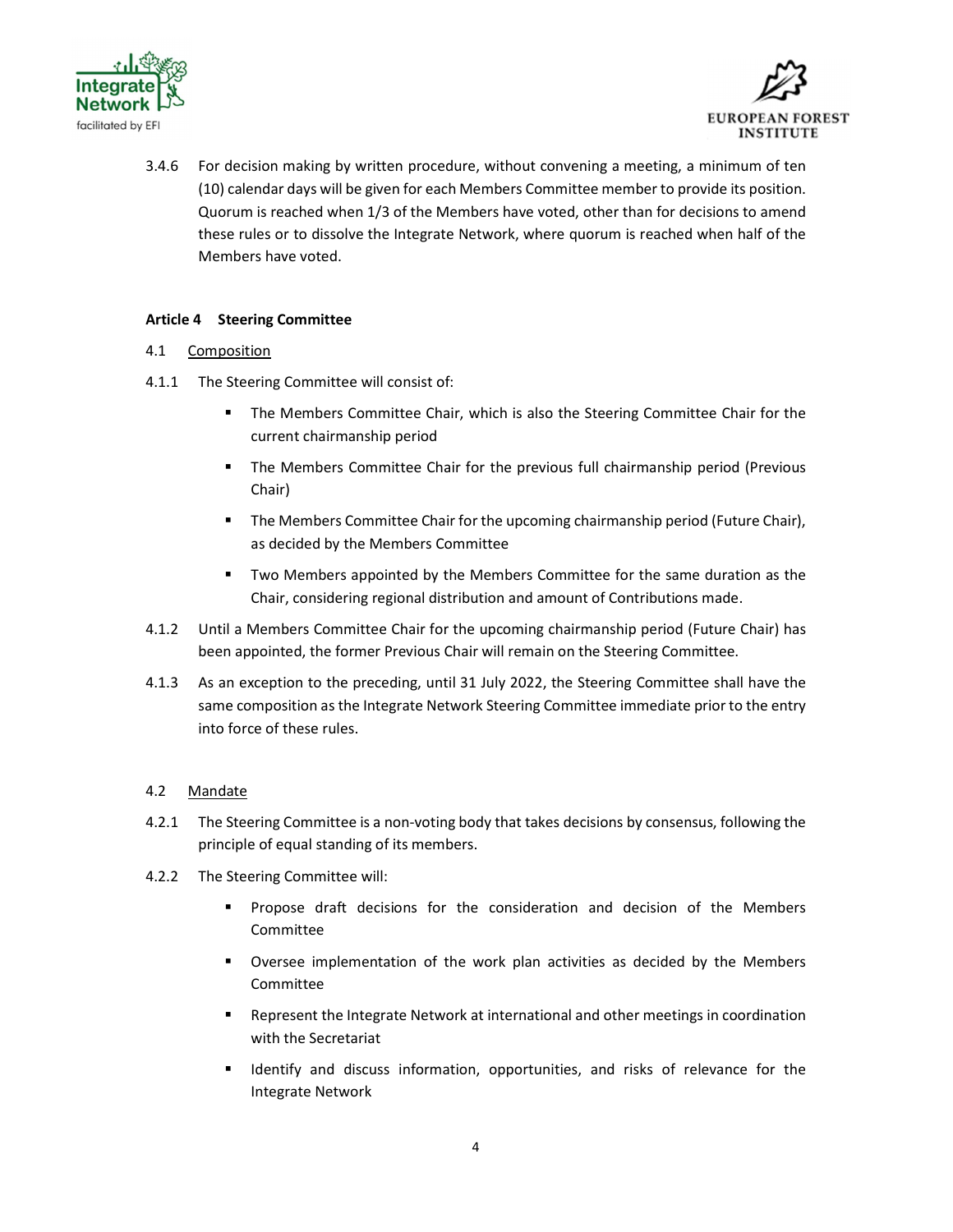3.4.6 For decision making by written procedure, without convening a meeting, a minimum of ten (10) calendar days will be given for each Members Committee member to provide its position. Quorum is reached when 1/3 of the Members have voted, other than for decisions to amend these rules or to dissolve the Integrate Network, where quorum is reached when half of the Members have voted.

**Article 4 Steering Committee**

4.1 <u>Composition</u>

4.1.1 The Steering Committee will consist of:

- The Members Committee Chair, which is also the Steering Committee Chair for the current chairmanship period
- The Members Committee Chair for the previous full chairmanship period (Previous Chair)
- The Members Committee Chair for the upcoming chairmanship period (Future Chair), as decided by the Members Committee
- Two Members appointed by the Members Committee for the same duration as the Chair, considering regional distribution and amount of Contributions made.

4.1.2 Until a Members Committee Chair for the upcoming chairmanship period (Future Chair) has been appointed, the former Previous Chair will remain on the Steering Committee.

4.1.3 As an exception to the preceding, until 31 July 2022, the Steering Committee shall have the same composition as the Integrate Network Steering Committee immediate prior to the entry into force of these rules.

4.2 <u>Mandate</u>

4.2.1 The Steering Committee is a non-voting body that takes decisions by consensus, following the principle of equal standing of its members.

4.2.2 The Steering Committee will:

- Propose draft decisions for the consideration and decision of the Members Committee
- Oversee implementation of the work plan activities as decided by the Members Committee
- Represent the Integrate Network at international and other meetings in coordination with the Secretariat
- Identify and discuss information, opportunities, and risks of relevance for the Integrate Network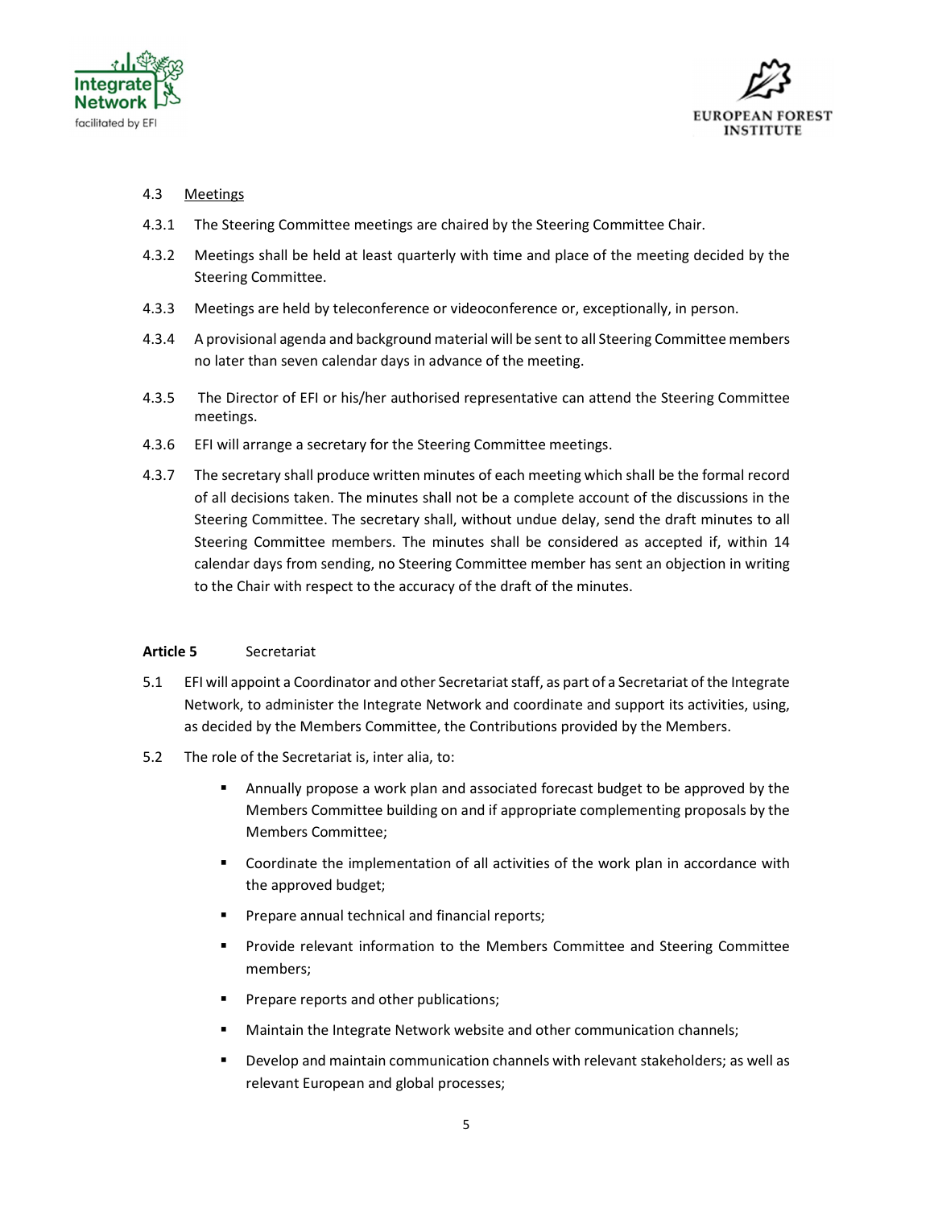4.3 Meetings

4.3.1 The Steering Committee meetings are chaired by the Steering Committee Chair.

4.3.2 Meetings shall be held at least quarterly with time and place of the meeting decided by the Steering Committee.

4.3.3 Meetings are held by teleconference or videoconference or, exceptionally, in person.

4.3.4 A provisional agenda and background material will be sent to all Steering Committee members no later than seven calendar days in advance of the meeting.

4.3.5 The Director of EFI or his/her authorised representative can attend the Steering Committee meetings.

4.3.6 EFI will arrange a secretary for the Steering Committee meetings.

4.3.7 The secretary shall produce written minutes of each meeting which shall be the formal record of all decisions taken. The minutes shall not be a complete account of the discussions in the Steering Committee. The secretary shall, without undue delay, send the draft minutes to all Steering Committee members. The minutes shall be considered as accepted if, within 14 calendar days from sending, no Steering Committee member has sent an objection in writing to the Chair with respect to the accuracy of the draft of the minutes.

**Article 5** Secretariat

5.1 EFI will appoint a Coordinator and other Secretariat staff, as part of a Secretariat of the Integrate Network, to administer the Integrate Network and coordinate and support its activities, using, as decided by the Members Committee, the Contributions provided by the Members.

5.2 The role of the Secretariat is, inter alia, to:

- Annually propose a work plan and associated forecast budget to be approved by the Members Committee building on and if appropriate complementing proposals by the Members Committee;
- Coordinate the implementation of all activities of the work plan in accordance with the approved budget;
- Prepare annual technical and financial reports;
- Provide relevant information to the Members Committee and Steering Committee members;
- Prepare reports and other publications;
- Maintain the Integrate Network website and other communication channels;
- Develop and maintain communication channels with relevant stakeholders; as well as relevant European and global processes;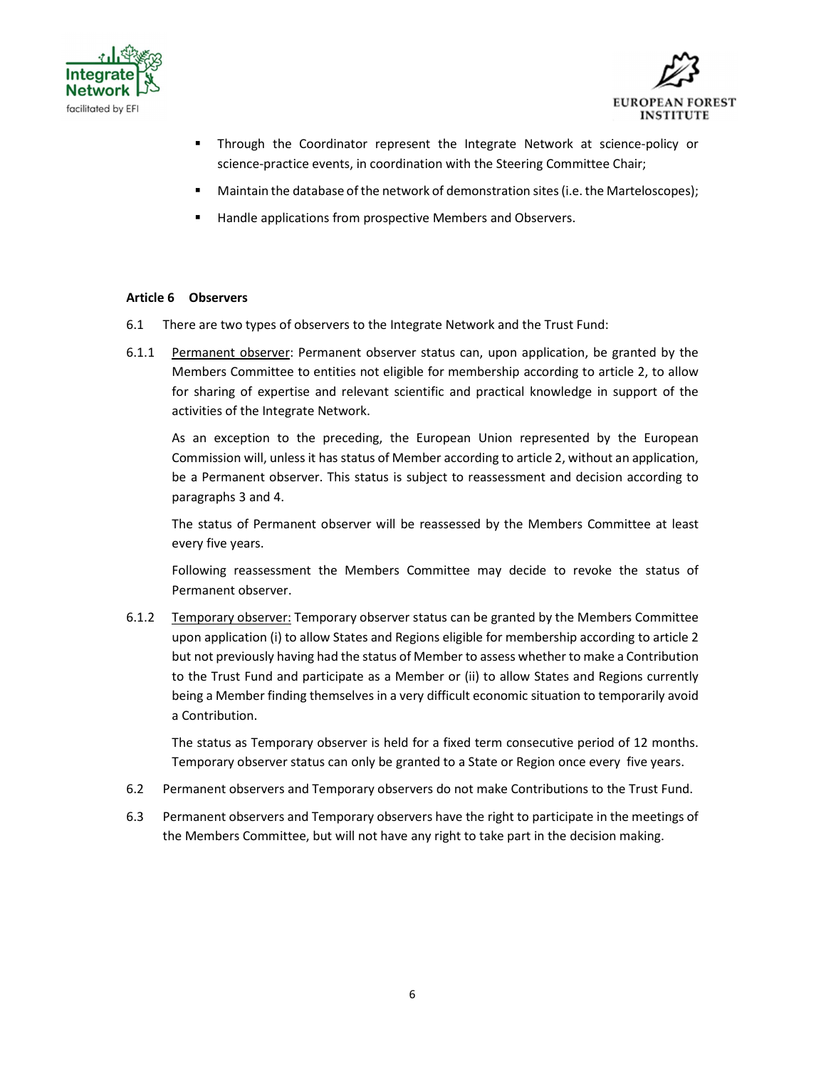- Through the Coordinator represent the Integrate Network at science-policy or science-practice events, in coordination with the Steering Committee Chair;
- Maintain the database of the network of demonstration sites (i.e. the Marteloscopes);
- Handle applications from prospective Members and Observers.

**Article 6 Observers**

6.1 There are two types of observers to the Integrate Network and the Trust Fund:

6.1.1 Permanent observer: Permanent observer status can, upon application, be granted by the Members Committee to entities not eligible for membership according to article 2, to allow for sharing of expertise and relevant scientific and practical knowledge in support of the activities of the Integrate Network.

As an exception to the preceding, the European Union represented by the European Commission will, unless it has status of Member according to article 2, without an application, be a Permanent observer. This status is subject to reassessment and decision according to paragraphs 3 and 4.

The status of Permanent observer will be reassessed by the Members Committee at least every five years.

Following reassessment the Members Committee may decide to revoke the status of Permanent observer.

6.1.2 Temporary observer: Temporary observer status can be granted by the Members Committee upon application (i) to allow States and Regions eligible for membership according to article 2 but not previously having had the status of Member to assess whether to make a Contribution to the Trust Fund and participate as a Member or (ii) to allow States and Regions currently being a Member finding themselves in a very difficult economic situation to temporarily avoid a Contribution.

The status as Temporary observer is held for a fixed term consecutive period of 12 months. Temporary observer status can only be granted to a State or Region once every five years.

6.2 Permanent observers and Temporary observers do not make Contributions to the Trust Fund.

6.3 Permanent observers and Temporary observers have the right to participate in the meetings of the Members Committee, but will not have any right to take part in the decision making.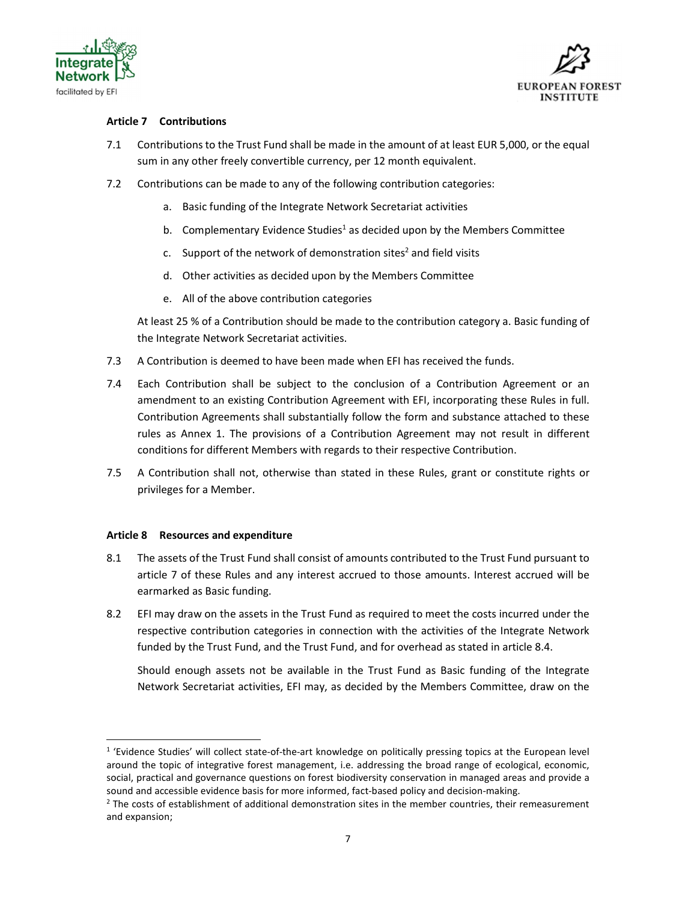**Article 7 Contributions**

7.1 Contributions to the Trust Fund shall be made in the amount of at least EUR 5,000, or the equal sum in any other freely convertible currency, per 12 month equivalent.

7.2 Contributions can be made to any of the following contribution categories:

a. Basic funding of the Integrate Network Secretariat activities

b. Complementary Evidence Studies[1] as decided upon by the Members Committee

c. Support of the network of demonstration sites[2] and field visits

d. Other activities as decided upon by the Members Committee

e. All of the above contribution categories

At least 25 % of a Contribution should be made to the contribution category a. Basic funding of the Integrate Network Secretariat activities.

7.3 A Contribution is deemed to have been made when EFI has received the funds.

7.4 Each Contribution shall be subject to the conclusion of a Contribution Agreement or an amendment to an existing Contribution Agreement with EFI, incorporating these Rules in full. Contribution Agreements shall substantially follow the form and substance attached to these rules as Annex 1. The provisions of a Contribution Agreement may not result in different conditions for different Members with regards to their respective Contribution.

7.5 A Contribution shall not, otherwise than stated in these Rules, grant or constitute rights or privileges for a Member.

**Article 8 Resources and expenditure**

8.1 The assets of the Trust Fund shall consist of amounts contributed to the Trust Fund pursuant to article 7 of these Rules and any interest accrued to those amounts. Interest accrued will be earmarked as Basic funding.

8.2 EFI may draw on the assets in the Trust Fund as required to meet the costs incurred under the respective contribution categories in connection with the activities of the Integrate Network funded by the Trust Fund, and the Trust Fund, and for overhead as stated in article 8.4.

Should enough assets not be available in the Trust Fund as Basic funding of the Integrate Network Secretariat activities, EFI may, as decided by the Members Committee, draw on the

---

[1] 'Evidence Studies' will collect state-of-the-art knowledge on politically pressing topics at the European level around the topic of integrative forest management, i.e. addressing the broad range of ecological, economic, social, practical and governance questions on forest biodiversity conservation in managed areas and provide a sound and accessible evidence basis for more informed, fact-based policy and decision-making.

[2] The costs of establishment of additional demonstration sites in the member countries, their remeasurement and expansion;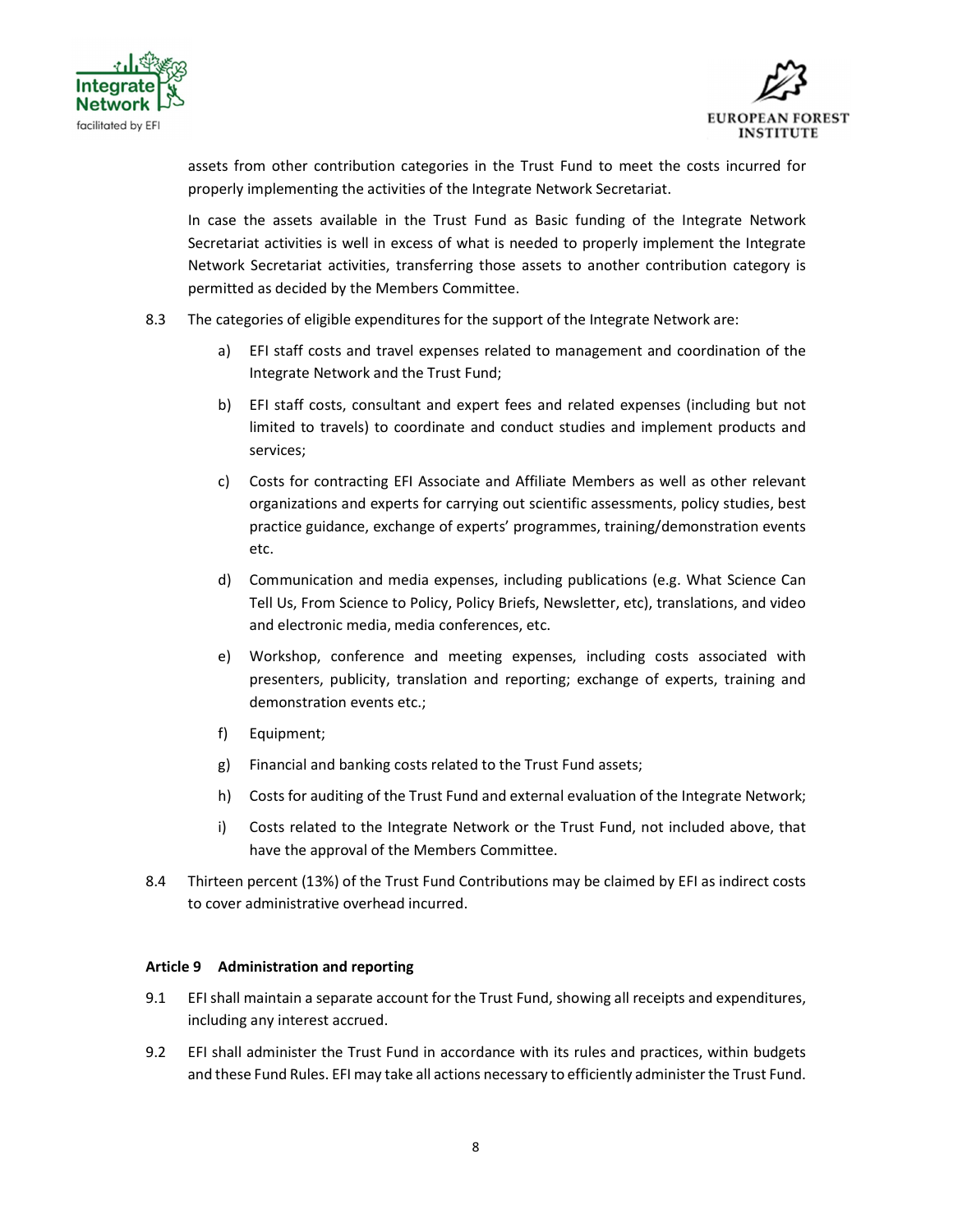assets from other contribution categories in the Trust Fund to meet the costs incurred for properly implementing the activities of the Integrate Network Secretariat.

In case the assets available in the Trust Fund as Basic funding of the Integrate Network Secretariat activities is well in excess of what is needed to properly implement the Integrate Network Secretariat activities, transferring those assets to another contribution category is permitted as decided by the Members Committee.

8.3 The categories of eligible expenditures for the support of the Integrate Network are:

a) EFI staff costs and travel expenses related to management and coordination of the Integrate Network and the Trust Fund;

b) EFI staff costs, consultant and expert fees and related expenses (including but not limited to travels) to coordinate and conduct studies and implement products and services;

c) Costs for contracting EFI Associate and Affiliate Members as well as other relevant organizations and experts for carrying out scientific assessments, policy studies, best practice guidance, exchange of experts' programmes, training/demonstration events etc.

d) Communication and media expenses, including publications (e.g. What Science Can Tell Us, From Science to Policy, Policy Briefs, Newsletter, etc), translations, and video and electronic media, media conferences, etc.

e) Workshop, conference and meeting expenses, including costs associated with presenters, publicity, translation and reporting; exchange of experts, training and demonstration events etc.;

f) Equipment;

g) Financial and banking costs related to the Trust Fund assets;

h) Costs for auditing of the Trust Fund and external evaluation of the Integrate Network;

i) Costs related to the Integrate Network or the Trust Fund, not included above, that have the approval of the Members Committee.

8.4 Thirteen percent (13%) of the Trust Fund Contributions may be claimed by EFI as indirect costs to cover administrative overhead incurred.

**Article 9 Administration and reporting**

9.1 EFI shall maintain a separate account for the Trust Fund, showing all receipts and expenditures, including any interest accrued.

9.2 EFI shall administer the Trust Fund in accordance with its rules and practices, within budgets and these Fund Rules. EFI may take all actions necessary to efficiently administer the Trust Fund.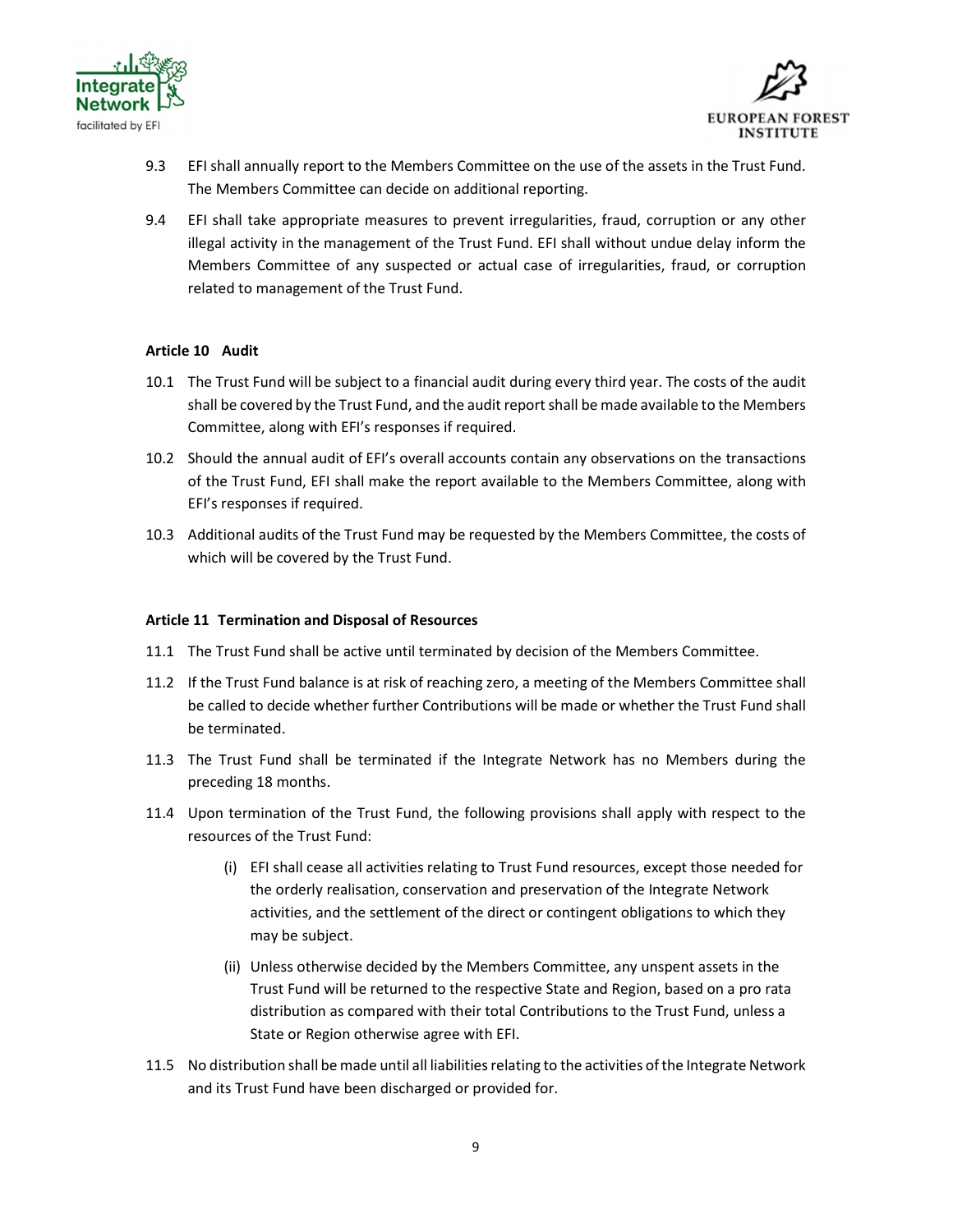9.3 EFI shall annually report to the Members Committee on the use of the assets in the Trust Fund. The Members Committee can decide on additional reporting.

9.4 EFI shall take appropriate measures to prevent irregularities, fraud, corruption or any other illegal activity in the management of the Trust Fund. EFI shall without undue delay inform the Members Committee of any suspected or actual case of irregularities, fraud, or corruption related to management of the Trust Fund.

**Article 10 Audit**

10.1 The Trust Fund will be subject to a financial audit during every third year. The costs of the audit shall be covered by the Trust Fund, and the audit report shall be made available to the Members Committee, along with EFI's responses if required.

10.2 Should the annual audit of EFI's overall accounts contain any observations on the transactions of the Trust Fund, EFI shall make the report available to the Members Committee, along with EFI's responses if required.

10.3 Additional audits of the Trust Fund may be requested by the Members Committee, the costs of which will be covered by the Trust Fund.

**Article 11 Termination and Disposal of Resources**

11.1 The Trust Fund shall be active until terminated by decision of the Members Committee.

11.2 If the Trust Fund balance is at risk of reaching zero, a meeting of the Members Committee shall be called to decide whether further Contributions will be made or whether the Trust Fund shall be terminated.

11.3 The Trust Fund shall be terminated if the Integrate Network has no Members during the preceding 18 months.

11.4 Upon termination of the Trust Fund, the following provisions shall apply with respect to the resources of the Trust Fund:

(i) EFI shall cease all activities relating to Trust Fund resources, except those needed for the orderly realisation, conservation and preservation of the Integrate Network activities, and the settlement of the direct or contingent obligations to which they may be subject.

(ii) Unless otherwise decided by the Members Committee, any unspent assets in the Trust Fund will be returned to the respective State and Region, based on a pro rata distribution as compared with their total Contributions to the Trust Fund, unless a State or Region otherwise agree with EFI.

11.5 No distribution shall be made until all liabilities relating to the activities of the Integrate Network and its Trust Fund have been discharged or provided for.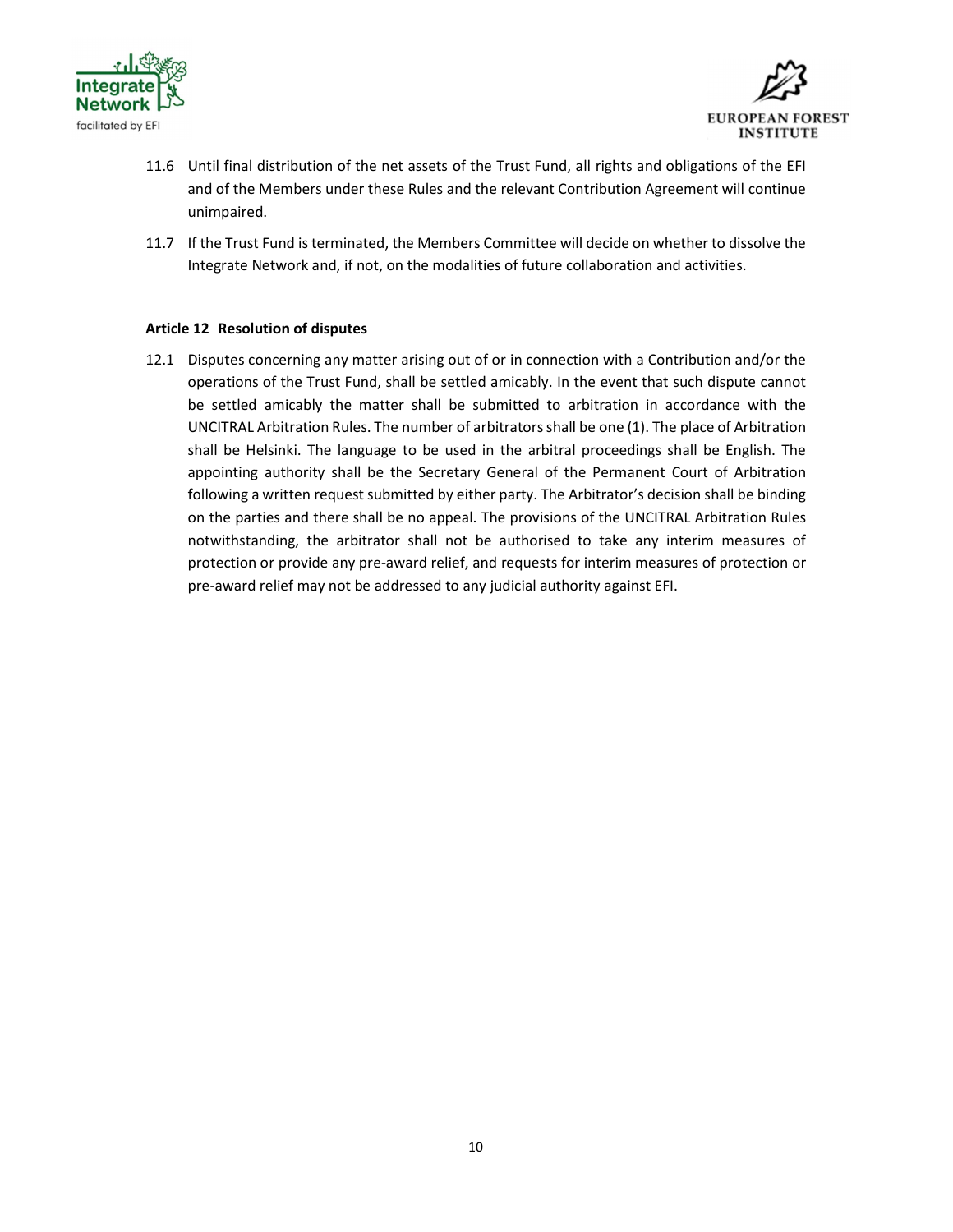11.6 Until final distribution of the net assets of the Trust Fund, all rights and obligations of the EFI and of the Members under these Rules and the relevant Contribution Agreement will continue unimpaired.

11.7 If the Trust Fund is terminated, the Members Committee will decide on whether to dissolve the Integrate Network and, if not, on the modalities of future collaboration and activities.

**Article 12 Resolution of disputes**

12.1 Disputes concerning any matter arising out of or in connection with a Contribution and/or the operations of the Trust Fund, shall be settled amicably. In the event that such dispute cannot be settled amicably the matter shall be submitted to arbitration in accordance with the UNCITRAL Arbitration Rules. The number of arbitrators shall be one (1). The place of Arbitration shall be Helsinki. The language to be used in the arbitral proceedings shall be English. The appointing authority shall be the Secretary General of the Permanent Court of Arbitration following a written request submitted by either party. The Arbitrator's decision shall be binding on the parties and there shall be no appeal. The provisions of the UNCITRAL Arbitration Rules notwithstanding, the arbitrator shall not be authorised to take any interim measures of protection or provide any pre-award relief, and requests for interim measures of protection or pre-award relief may not be addressed to any judicial authority against EFI.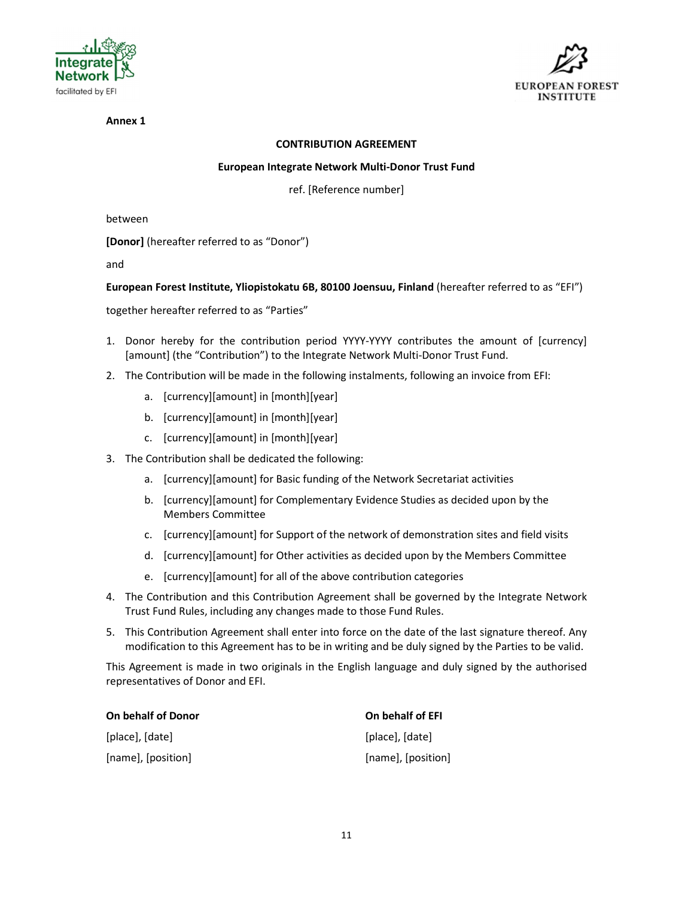**Annex 1**

**CONTRIBUTION AGREEMENT**

**European Integrate Network Multi-Donor Trust Fund**

ref. [Reference number]

between

**[Donor]** (hereafter referred to as "Donor")

and

**European Forest Institute, Yliopistokatu 6B, 80100 Joensuu, Finland** (hereafter referred to as "EFI")

together hereafter referred to as "Parties"

1. Donor hereby for the contribution period YYYY-YYYY contributes the amount of [currency] [amount] (the "Contribution") to the Integrate Network Multi-Donor Trust Fund.
2. The Contribution will be made in the following instalments, following an invoice from EFI:
   a. [currency][amount] in [month][year]
   b. [currency][amount] in [month][year]
   c. [currency][amount] in [month][year]
3. The Contribution shall be dedicated the following:
   a. [currency][amount] for Basic funding of the Network Secretariat activities
   b. [currency][amount] for Complementary Evidence Studies as decided upon by the Members Committee
   c. [currency][amount] for Support of the network of demonstration sites and field visits
   d. [currency][amount] for Other activities as decided upon by the Members Committee
   e. [currency][amount] for all of the above contribution categories
4. The Contribution and this Contribution Agreement shall be governed by the Integrate Network Trust Fund Rules, including any changes made to those Fund Rules.
5. This Contribution Agreement shall enter into force on the date of the last signature thereof. Any modification to this Agreement has to be in writing and be duly signed by the Parties to be valid.

This Agreement is made in two originals in the English language and duly signed by the authorised representatives of Donor and EFI.

**On behalf of Donor**

[place], [date]

[name], [position]

**On behalf of EFI**

[place], [date]

[name], [position]